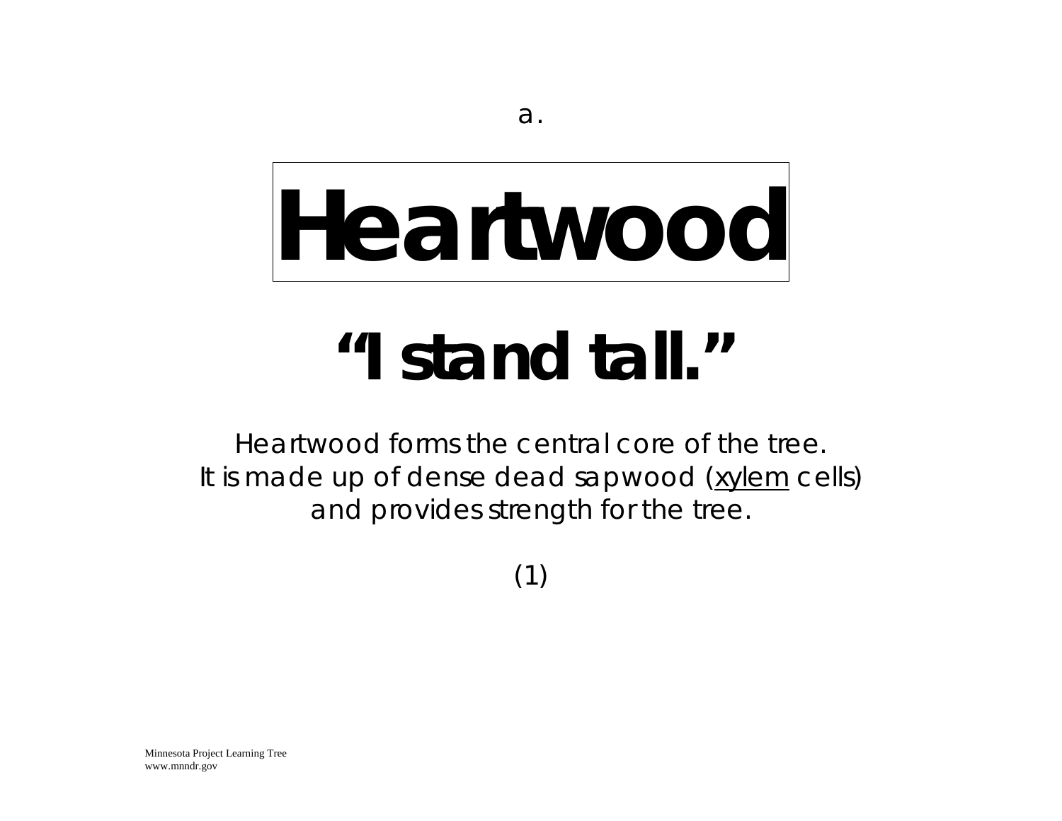a.

# Heartwood

## "I stand tall."

Heartwood forms the central core of the tree.
It is made up of dense dead sapwood (xylem cells)
and provides strength for the tree.

(1)

Minnesota Project Learning Tree
www.mnndr.gov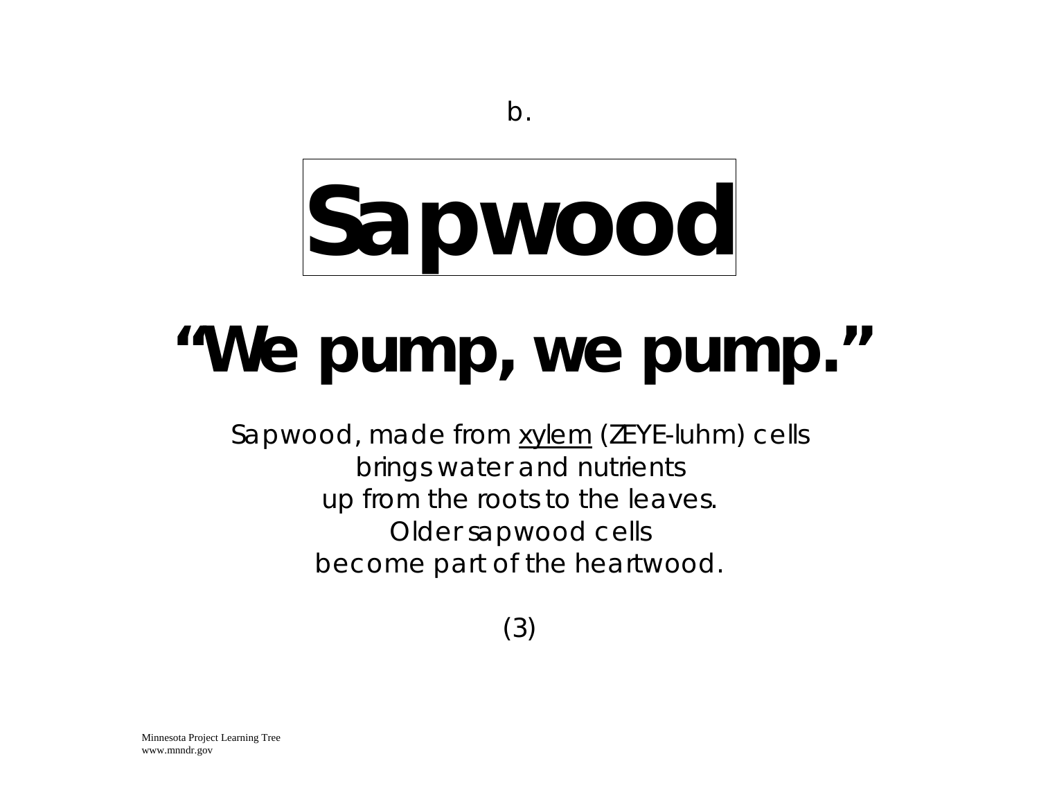b.

# Sapwood

## "We pump, we pump."

Sapwood, made from <u>xylem</u> (ZEYE-luhm) cells
brings water and nutrients
up from the roots to the leaves.
Older sapwood cells
become part of the heartwood.

(3)

Minnesota Project Learning Tree
www.mnndr.gov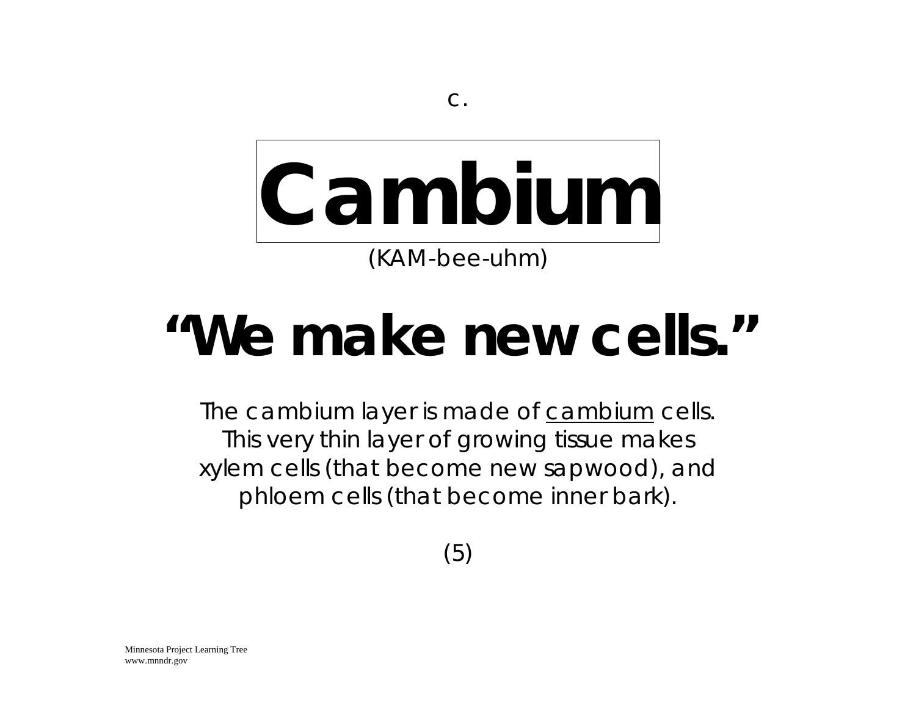c.

# Cambium

(KAM-bee-uhm)

## **"We make new cells."**

The cambium layer is made of cambium cells. This very thin layer of growing tissue makes xylem cells (that become new sapwood), and phloem cells (that become inner bark).

(5)

Minnesota Project Learning Tree
www.mnndr.gov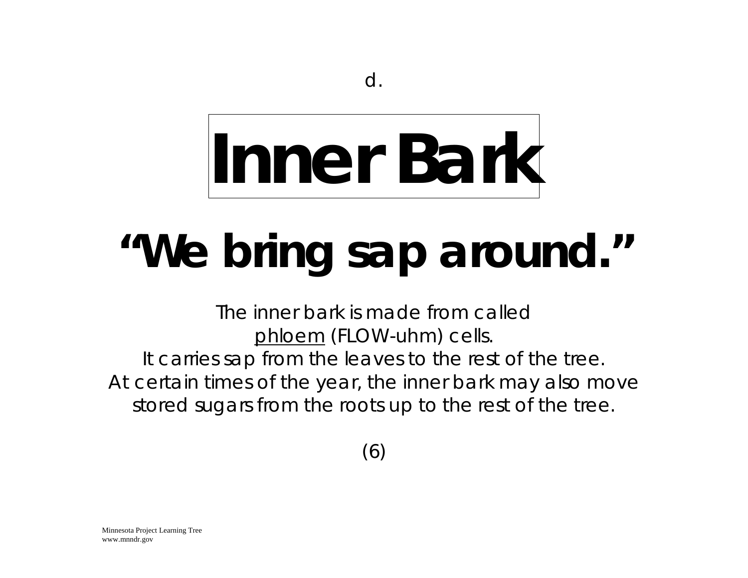d.

# Inner Bark

## "We bring sap around."

The inner bark is made from called <u>phloem</u> (FLOW-uhm) cells.
It carries sap from the leaves to the rest of the tree.
At certain times of the year, the inner bark may also move stored sugars from the roots up to the rest of the tree.

(6)

Minnesota Project Learning Tree
www.mnndr.gov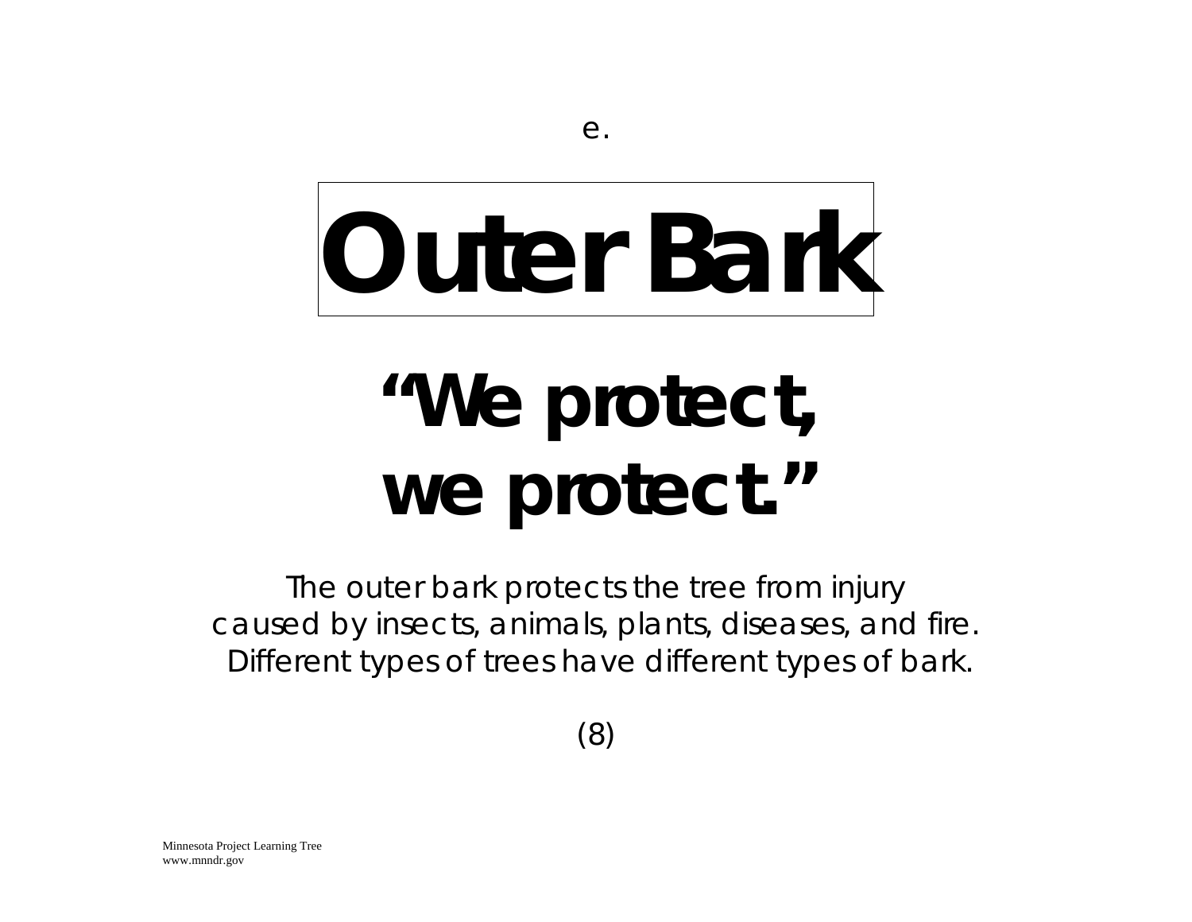e.

# Outer Bark

## "We protect, we protect."

The outer bark protects the tree from injury caused by insects, animals, plants, diseases, and fire. Different types of trees have different types of bark.

(8)

Minnesota Project Learning Tree
www.mnndr.gov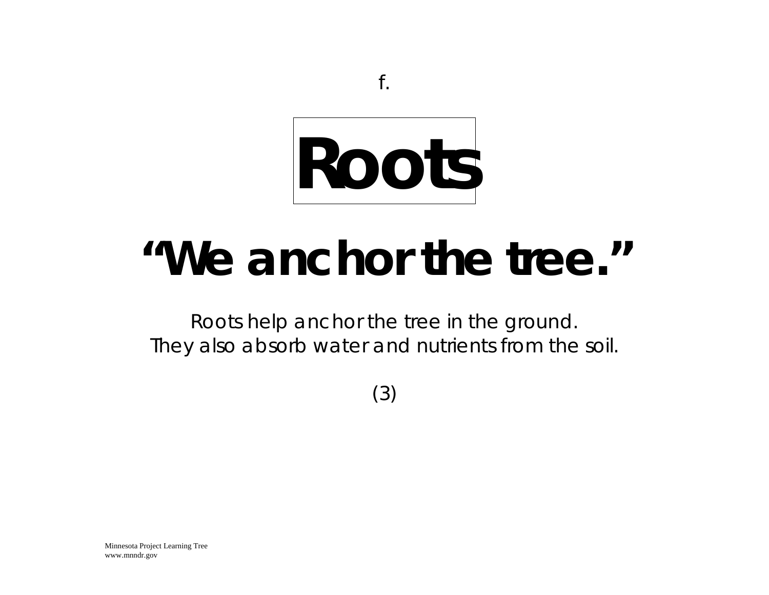f.

# Roots

# "We anchor the tree."

Roots help anchor the tree in the ground.
They also absorb water and nutrients from the soil.

(3)

Minnesota Project Learning Tree
www.mnndr.gov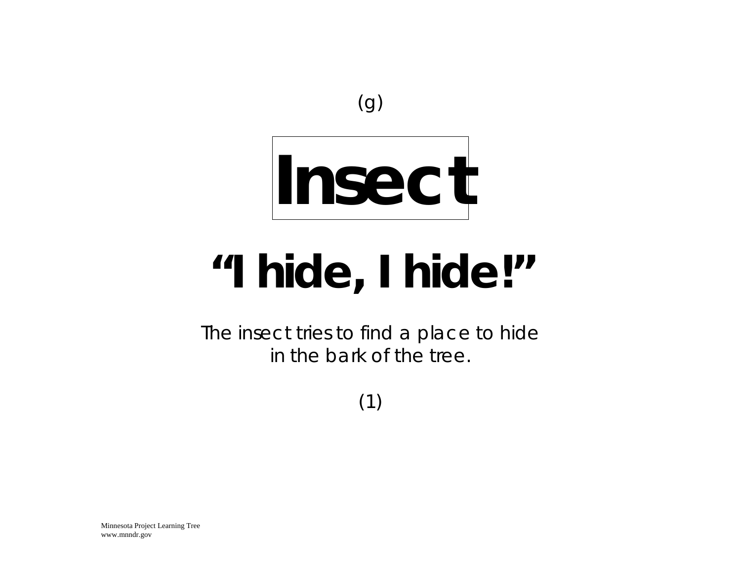(g)

# Insect

# "I hide, I hide!"

The insect tries to find a place to hide in the bark of the tree.

(1)

Minnesota Project Learning Tree
www.mnndr.gov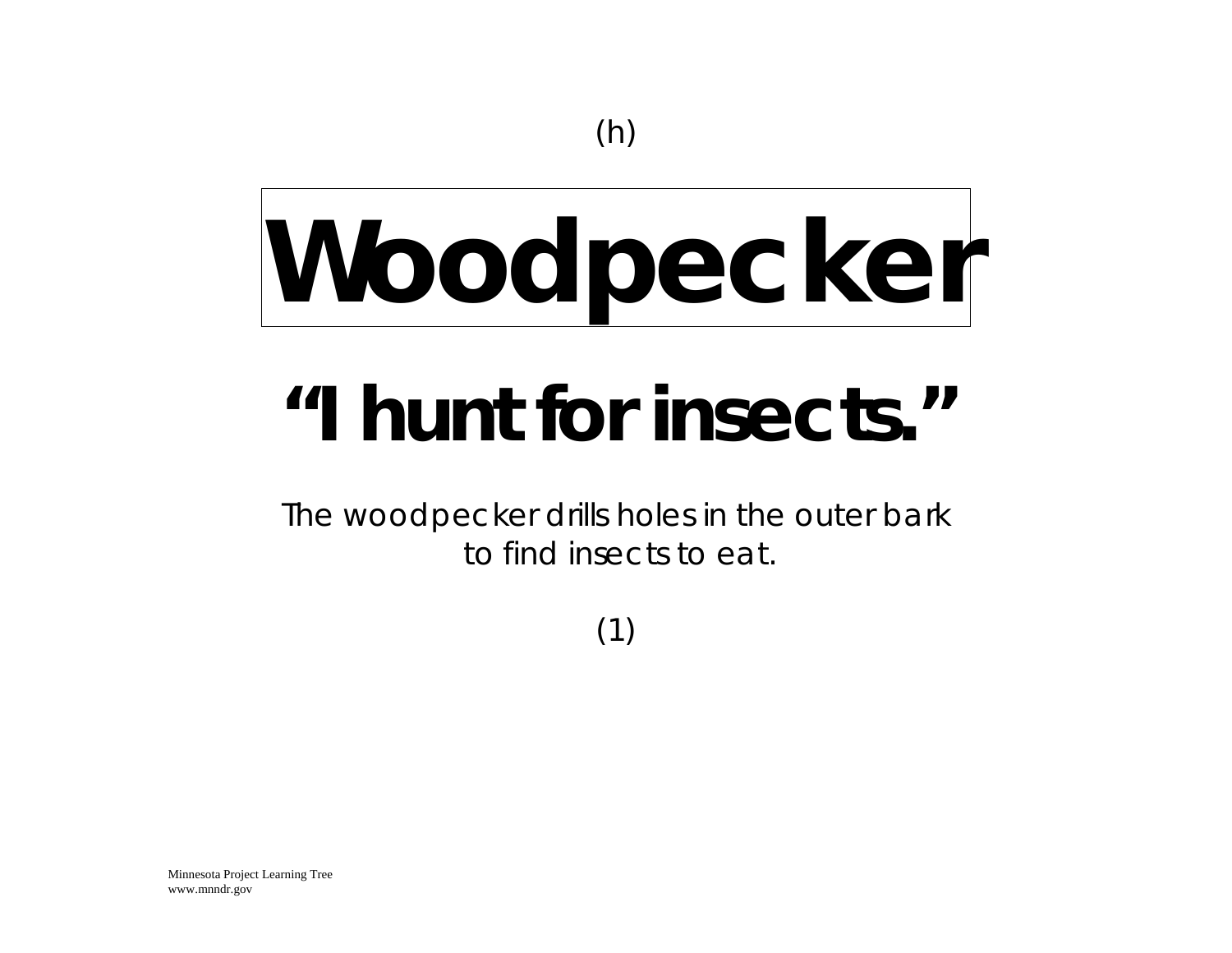(h)

# Woodpecker

## "I hunt for insects."

The woodpecker drills holes in the outer bark to find insects to eat.

(1)

Minnesota Project Learning Tree
www.mnndr.gov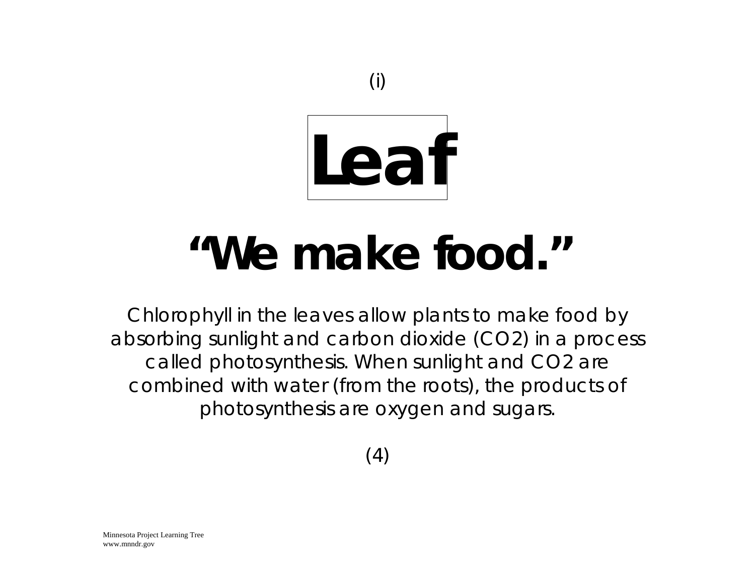(i)

# Leaf

# "We make food."

Chlorophyll in the leaves allow plants to make food by absorbing sunlight and carbon dioxide ($CO_2$) in a process called photosynthesis. When sunlight and $CO_2$ are combined with water (from the roots), the products of photosynthesis are oxygen and sugars.

(4)

Minnesota Project Learning Tree
www.mnndr.gov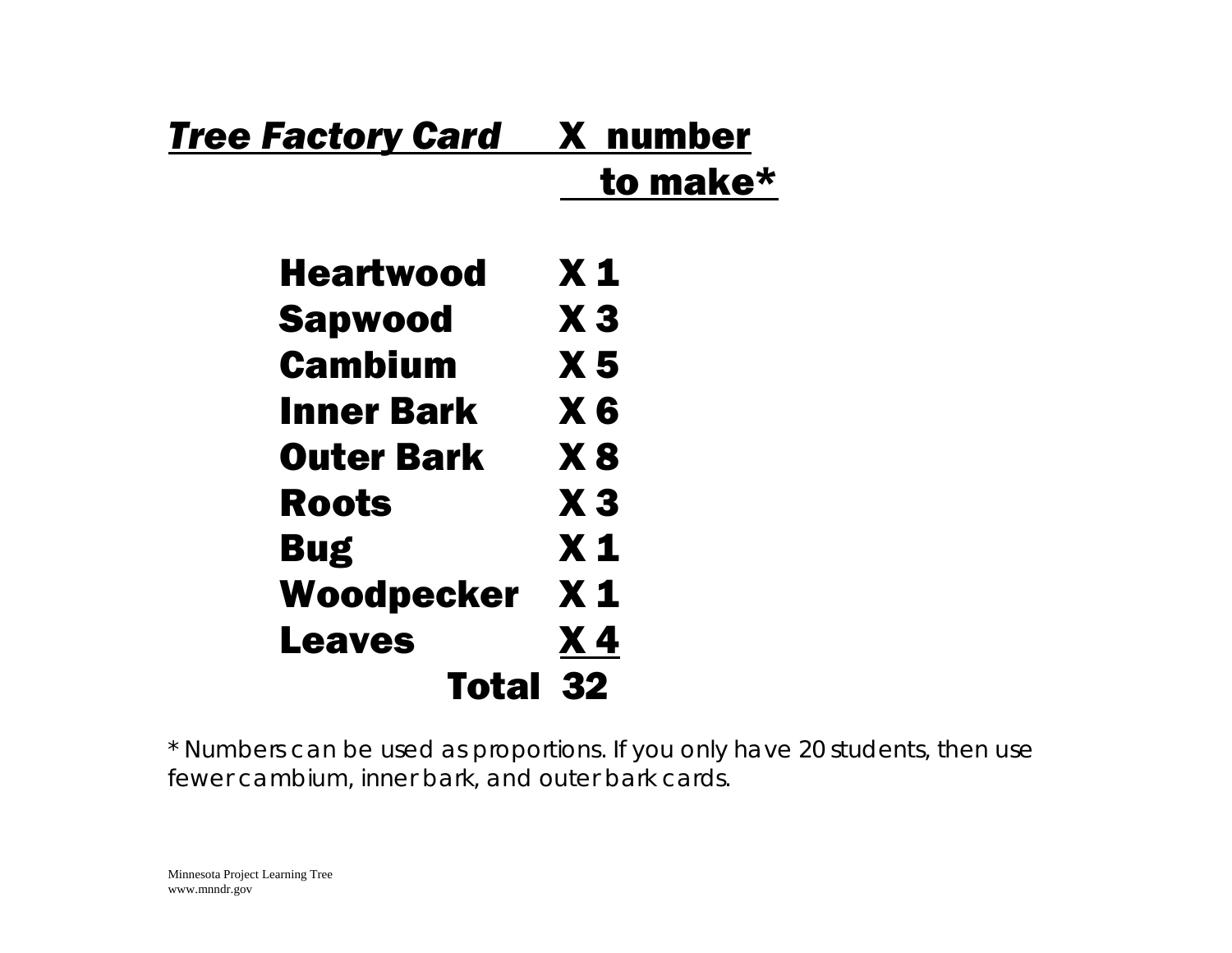| ***Tree Factory Card*** | **X number to make*** |
| --- | --- |
| **Heartwood** | **X 1** |
| **Sapwood** | **X 3** |
| **Cambium** | **X 5** |
| **Inner Bark** | **X 6** |
| **Outer Bark** | **X 8** |
| **Roots** | **X 3** |
| **Bug** | **X 1** |
| **Woodpecker** | **X 1** |
| **Leaves** | **X 4** |
| **Total** | **32** |

* Numbers can be used as proportions. If you only have 20 students, then use fewer cambium, inner bark, and outer bark cards.

Minnesota Project Learning Tree
www.mnndr.gov